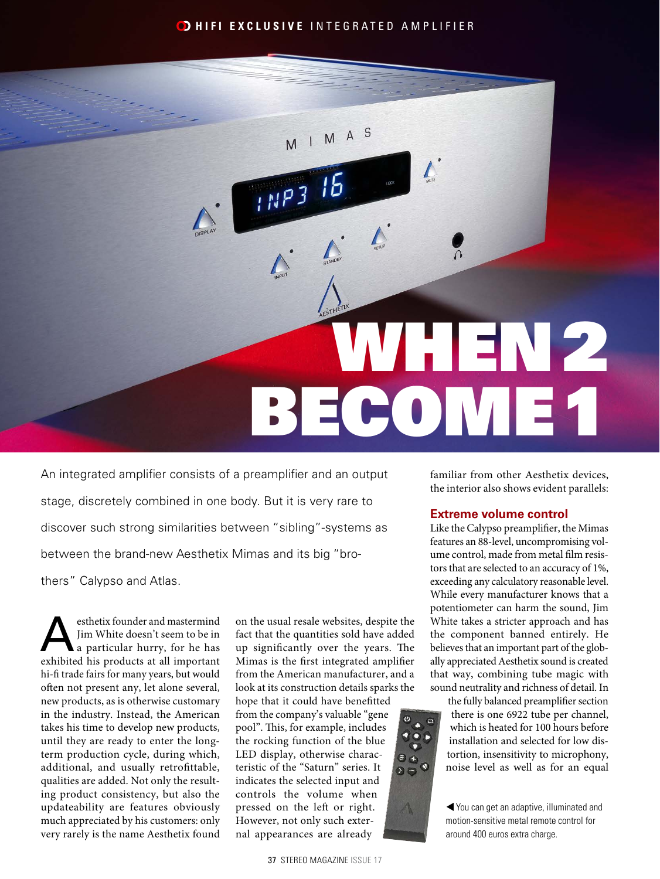# WHEN 2 BECOME 1

An integrated amplifier consists of a preamplifier and an output stage, discretely combined in one body. But it is very rare to discover such strong similarities between "sibling"-systems as between the brand-new Aesthetix Mimas and its big "brothers" Calypso and Atlas.

Aesthetix founder and mastermind Jim White doesn't seem to be in a particular hurry, for he has exhibited his products at all important hi-fi trade fairs for many years, but would often not present any, let alone several, new products, as is otherwise customary in the industry. Instead, the American takes his time to develop new products, until they are ready to enter the long-term production cycle, during which, additional, and usually retrofittable, qualities are added. Not only the resulting product consistency, but also the updateability are features obviously much appreciated by his customers: only very rarely is the name Aesthetix found on the usual resale websites, despite the fact that the quantities sold have added up significantly over the years. The Mimas is the first integrated amplifier from the American manufacturer, and a look at its construction details sparks the hope that it could have benefitted from the company's valuable "gene pool". This, for example, includes the rocking function of the blue LED display, otherwise characteristic of the "Saturn" series. It indicates the selected input and controls the volume when pressed on the left or right. However, not only such external appearances are already familiar from other Aesthetix devices, the interior also shows evident parallels:

## Extreme volume control

Like the Calypso preamplifier, the Mimas features an 88-level, uncompromising volume control, made from metal film resistors that are selected to an accuracy of 1%, exceeding any calculatory reasonable level. While every manufacturer knows that a potentiometer can harm the sound, Jim White takes a stricter approach and has the component banned entirely. He believes that an important part of the globally appreciated Aesthetix sound is created that way, combining tube magic with sound neutrality and richness of detail. In the fully balanced preamplifier section there is one 6922 tube per channel, which is heated for 100 hours before installation and selected for low distortion, insensitivity to microphony, noise level as well as for an equal

◀ You can get an adaptive, illuminated and motion-sensitive metal remote control for around 400 euros extra charge.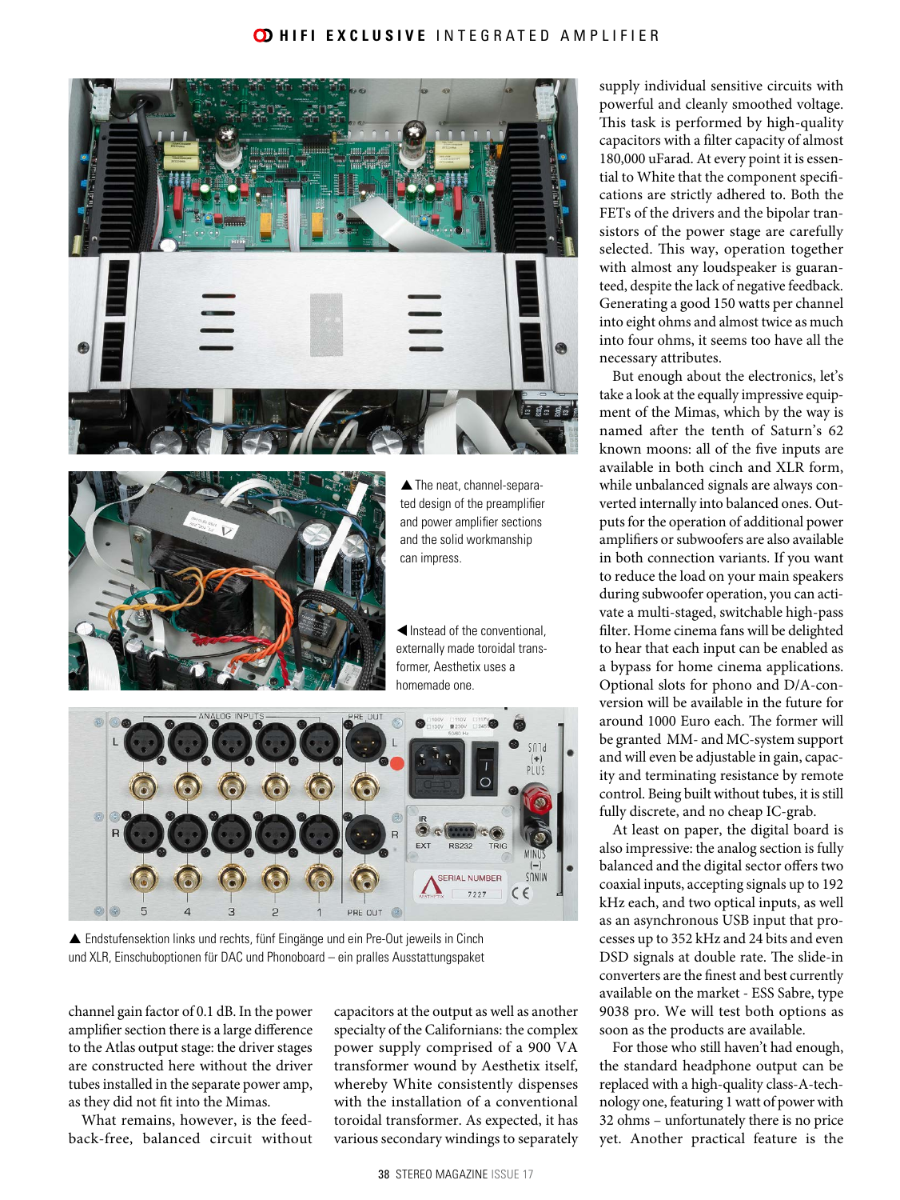▲ The neat, channel-separated design of the preamplifier and power amplifier sections and the solid workmanship can impress.

◀ Instead of the conventional, externally made toroidal transformer, Aesthetix uses a homemade one.

▲ Endstufensektion links und rechts, fünf Eingänge und ein Pre-Out jeweils in Cinch und XLR, Einschuboptionen für DAC und Phonoboard – ein pralles Ausstattungspaket

channel gain factor of 0.1 dB. In the power amplifier section there is a large difference to the Atlas output stage: the driver stages are constructed here without the driver tubes installed in the separate power amp, as they did not fit into the Mimas.

What remains, however, is the feedback-free, balanced circuit without capacitors at the output as well as another specialty of the Californians: the complex power supply comprised of a 900 VA transformer wound by Aesthetix itself, whereby White consistently dispenses with the installation of a conventional toroidal transformer. As expected, it has various secondary windings to separately supply individual sensitive circuits with powerful and cleanly smoothed voltage. This task is performed by high-quality capacitors with a filter capacity of almost 180,000 uFarad. At every point it is essential to White that the component specifications are strictly adhered to. Both the FETs of the drivers and the bipolar transistors of the power stage are carefully selected. This way, operation together with almost any loudspeaker is guaranteed, despite the lack of negative feedback. Generating a good 150 watts per channel into eight ohms and almost twice as much into four ohms, it seems too have all the necessary attributes.

But enough about the electronics, let's take a look at the equally impressive equipment of the Mimas, which by the way is named after the tenth of Saturn's 62 known moons: all of the five inputs are available in both cinch and XLR form, while unbalanced signals are always converted internally into balanced ones. Outputs for the operation of additional power amplifiers or subwoofers are also available in both connection variants. If you want to reduce the load on your main speakers during subwoofer operation, you can activate a multi-staged, switchable high-pass filter. Home cinema fans will be delighted to hear that each input can be enabled as a bypass for home cinema applications. Optional slots for phono and D/A-conversion will be available in the future for around 1000 Euro each. The former will be granted MM- and MC-system support and will even be adjustable in gain, capacity and terminating resistance by remote control. Being built without tubes, it is still fully discrete, and no cheap IC-grab.

At least on paper, the digital board is also impressive: the analog section is fully balanced and the digital sector offers two coaxial inputs, accepting signals up to 192 kHz each, and two optical inputs, as well as an asynchronous USB input that processes up to 352 kHz and 24 bits and even DSD signals at double rate. The slide-in converters are the finest and best currently available on the market - ESS Sabre, type 9038 pro. We will test both options as soon as the products are available.

For those who still haven't had enough, the standard headphone output can be replaced with a high-quality class-A-technology one, featuring 1 watt of power with 32 ohms – unfortunately there is no price yet. Another practical feature is the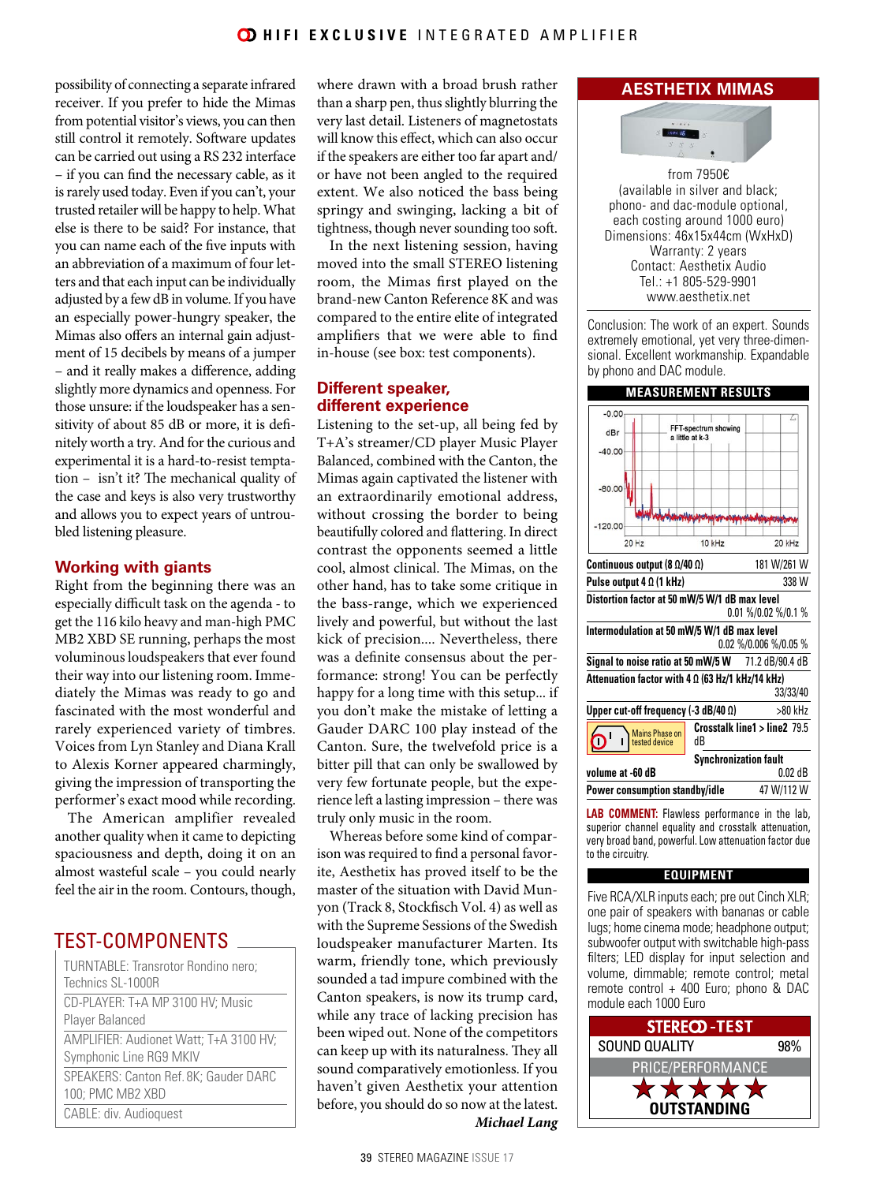possibility of connecting a separate infrared receiver. If you prefer to hide the Mimas from potential visitor's views, you can then still control it remotely. Software updates can be carried out using a RS 232 interface – if you can find the necessary cable, as it is rarely used today. Even if you can't, your trusted retailer will be happy to help. What else is there to be said? For instance, that you can name each of the five inputs with an abbreviation of a maximum of four letters and that each input can be individually adjusted by a few dB in volume. If you have an especially power-hungry speaker, the Mimas also offers an internal gain adjustment of 15 decibels by means of a jumper – and it really makes a difference, adding slightly more dynamics and openness. For those unsure: if the loudspeaker has a sensitivity of about 85 dB or more, it is definitely worth a try. And for the curious and experimental it is a hard-to-resist temptation – isn't it? The mechanical quality of the case and keys is also very trustworthy and allows you to expect years of untroubled listening pleasure.

## Working with giants

Right from the beginning there was an especially difficult task on the agenda - to get the 116 kilo heavy and man-high PMC MB2 XBD SE running, perhaps the most voluminous loudspeakers that ever found their way into our listening room. Immediately the Mimas was ready to go and fascinated with the most wonderful and rarely experienced variety of timbres. Voices from Lyn Stanley and Diana Krall to Alexis Korner appeared charmingly, giving the impression of transporting the performer's exact mood while recording.

The American amplifier revealed another quality when it came to depicting spaciousness and depth, doing it on an almost wasteful scale – you could nearly feel the air in the room. Contours, though, where drawn with a broad brush rather than a sharp pen, thus slightly blurring the very last detail. Listeners of magnetostats will know this effect, which can also occur if the speakers are either too far apart and/or have not been angled to the required extent. We also noticed the bass being springy and swinging, lacking a bit of tightness, though never sounding too soft.

In the next listening session, having moved into the small STEREO listening room, the Mimas first played on the brand-new Canton Reference 8K and was compared to the entire elite of integrated amplifiers that we were able to find in-house (see box: test components).

## Different speaker, different experience

Listening to the set-up, all being fed by T+A's streamer/CD player Music Player Balanced, combined with the Canton, the Mimas again captivated the listener with an extraordinarily emotional address, without crossing the border to being beautifully colored and flattering. In direct contrast the opponents seemed a little cool, almost clinical. The Mimas, on the other hand, has to take some critique in the bass-range, which we experienced lively and powerful, but without the last kick of precision.... Nevertheless, there was a definite consensus about the performance: strong! You can be perfectly happy for a long time with this setup... if you don't make the mistake of letting a Gauder DARC 100 play instead of the Canton. Sure, the twelvefold price is a bitter pill that can only be swallowed by very few fortunate people, but the experience left a lasting impression – there was truly only music in the room.

Whereas before some kind of comparison was required to find a personal favorite, Aesthetix has proved itself to be the master of the situation with David Munyon (Track 8, Stockfisch Vol. 4) as well as with the Supreme Sessions of the Swedish loudspeaker manufacturer Marten. Its warm, friendly tone, which previously sounded a tad impure combined with the Canton speakers, is now its trump card, while any trace of lacking precision has been wiped out. None of the competitors can keep up with its naturalness. They all sound comparatively emotionless. If you haven't given Aesthetix your attention before, you should do so now at the latest.

***Michael Lang***

## TEST-COMPONENTS

TURNTABLE: Transrotor Rondino nero; Technics SL-1000R

CD-PLAYER: T+A MP 3100 HV; Music Player Balanced

AMPLIFIER: Audionet Watt; T+A 3100 HV; Symphonic Line RG9 MKIV

SPEAKERS: Canton Ref. 8K; Gauder DARC 100; PMC MB2 XBD

CABLE: div. Audioquest

## AESTHETIX MIMAS

from 7950€
(available in silver and black; phono- and dac-module optional, each costing around 1000 euro)
Dimensions: 46x15x44cm (WxHxD)
Warranty: 2 years
Contact: Aesthetix Audio
Tel.: +1 805-529-9901
www.aesthetix.net

Conclusion: The work of an expert. Sounds extremely emotional, yet very three-dimensional. Excellent workmanship. Expandable by phono and DAC module.

### MEASUREMENT RESULTS

-0.00
dBr
-40.00
-80.00
-120.00
FFT-spectrum showing a little at k-3
20 Hz
10 kHz
20 kHz

| | |
|---|---|
| **Continuous output (8 Ω/40 Ω)** | 181 W/261 W |
| **Pulse output 4 Ω (1 kHz)** | 338 W |
| **Distortion factor at 50 mW/5 W/1 dB max level** | 0.01 %/0.02 %/0.1 % |
| **Intermodulation at 50 mW/5 W/1 dB max level** | 0.02 %/0.006 %/0.05 % |
| **Signal to noise ratio at 50 mW/5 W** | 71.2 dB/90.4 dB |
| **Attenuation factor with 4 Ω (63 Hz/1 kHz/14 kHz)** | 33/33/40 |
| **Upper cut-off frequency (-3 dB/40 Ω)** | >80 kHz |
| **Crosstalk line1 > line2** | 79.5 dB |
| **Synchronization fault volume at -60 dB** | 0.02 dB |
| **Power consumption standby/idle** | 47 W/112 W |

Mains Phase on tested device

**LAB COMMENT:** Flawless performance in the lab, superior channel equality and crosstalk attenuation, very broad band, powerful. Low attenuation factor due to the circuitry.

### EQUIPMENT

Five RCA/XLR inputs each; pre out Cinch XLR; one pair of speakers with bananas or cable lugs; home cinema mode; headphone output; subwoofer output with switchable high-pass filters; LED display for input selection and volume, dimmable; remote control; metal remote control + 400 Euro; phono & DAC module each 1000 Euro

### STEREO-TEST

| | |
|---|---|
| SOUND QUALITY | 98% |

PRICE/PERFORMANCE
★★★★★
**OUTSTANDING**